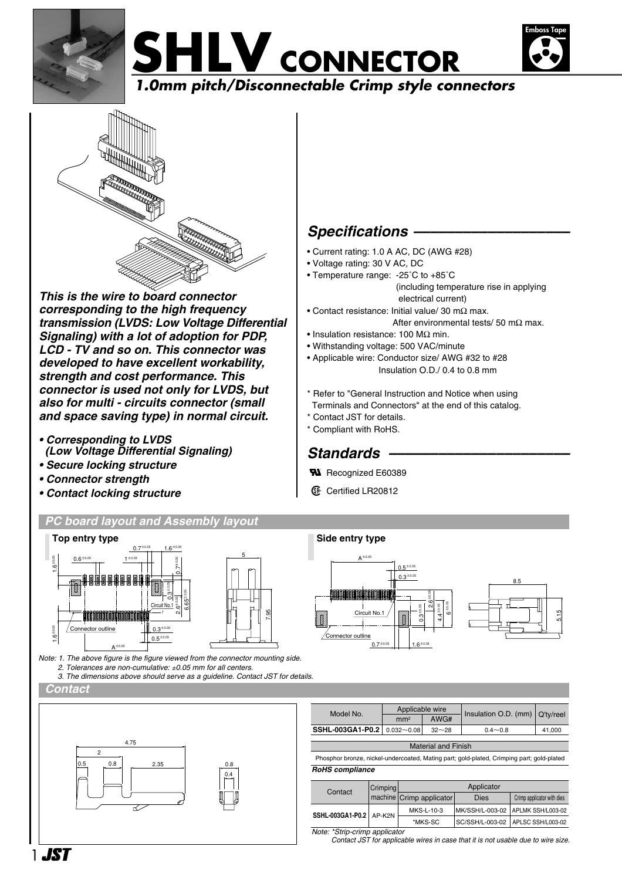# SHLV CONNECTOR

*1.0mm pitch/Disconnectable Crimp style connectors*

Emboss Tape

***This is the wire to board connector corresponding to the high frequency transmission (LVDS: Low Voltage Differential Signaling) with a lot of adoption for PDP, LCD - TV and so on. This connector was developed to have excellent workability, strength and cost performance. This connector is used not only for LVDS, but also for multi - circuits connector (small and space saving type) in normal circuit.***

- ***Corresponding to LVDS (Low Voltage Differential Signaling)***
- ***Secure locking structure***
- ***Connector strength***
- ***Contact locking structure***

## *Specifications*

- Current rating: 1.0 A AC, DC (AWG #28)
- Voltage rating: 30 V AC, DC
- Temperature range: -25˚C to +85˚C (including temperature rise in applying electrical current)
- Contact resistance: Initial value/ 30 mΩ max. After environmental tests/ 50 mΩ max.
- Insulation resistance: 100 MΩ min.
- Withstanding voltage: 500 VAC/minute
- Applicable wire: Conductor size/ AWG #32 to #28; Insulation O.D./ 0.4 to 0.8 mm

\* Refer to "General Instruction and Notice when using Terminals and Connectors" at the end of this catalog.
\* Contact JST for details.
\* Compliant with RoHS.

## *Standards*

UL Recognized E60389

CSA Certified LR20812

## *PC board layout and Assembly layout*

**Top entry type**

**Side entry type**

Note: 1. The above figure is the figure viewed from the connector mounting side.
2. Tolerances are non-cumulative: ±0.05 mm for all centers.
3. The dimensions above should serve as a guideline. Contact JST for details.

## *Contact*

| Model No. | Applicable wire | | Insulation O.D. (mm) | Q'ty/reel |
|---|---|---|---|---|
| | mm² | AWG# | | |
| **SSHL-003GA1-P0.2** | 0.032〜0.08 | 32〜28 | 0.4〜0.8 | 41,000 |

| Material and Finish |
|---|
| Phosphor bronze, nickel-undercoated, Mating part; gold-plated, Crimping part; gold-plated |

***RoHS compliance***

| Contact | Crimping machine | Applicator | | |
|---|---|---|---|---|
| | | Crimp applicator | Dies | Crimp applicator with dies |
| **SSHL-003GA1-P0.2** | AP-K2N | MKS-L-10-3 | MK/SSH/L-003-02 | APLMK SSH/L003-02 |
| | | *MKS-SC | SC/SSH/L-003-02 | APLSC SSH/L003-02 |

*Note: \*Strip-crimp applicator*
*Contact JST for applicable wires in case that it is not usable due to wire size.*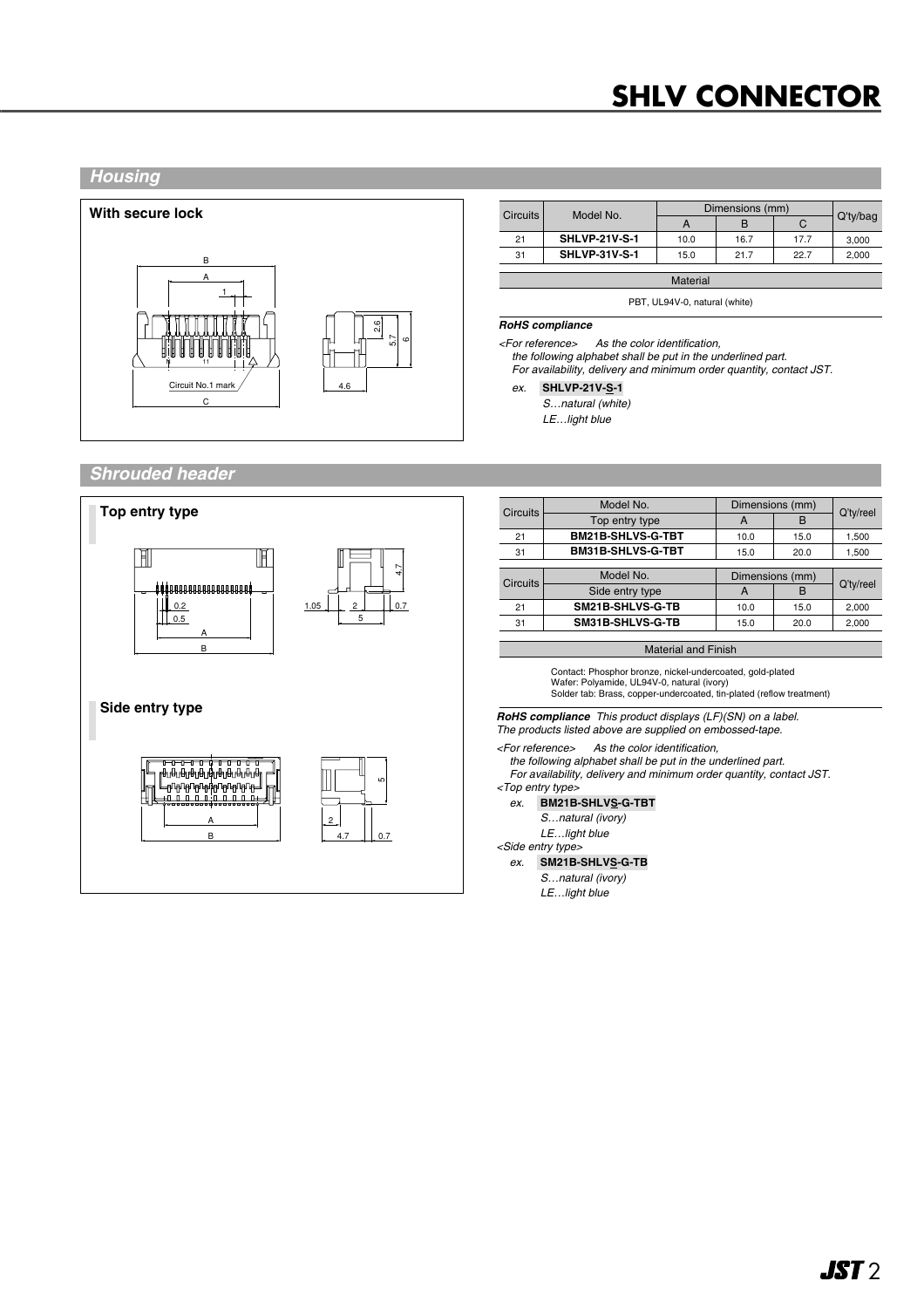# SHLV CONNECTOR

## Housing

### With secure lock

B
A
1
2.6
5.7
6
11
Circuit No.1 mark
C
4.6

| Circuits | Model No. | Dimensions (mm) | | | Q'ty/bag |
|---|---|---|---|---|---|
| | | A | B | C | |
| 21 | **SHLVP-21V-S-1** | 10.0 | 16.7 | 17.7 | 3,000 |
| 31 | **SHLVP-31V-S-1** | 15.0 | 21.7 | 22.7 | 2,000 |

| Material |
|---|
| PBT, UL94V-0, natural (white) |

***RoHS compliance***

*<For reference> As the color identification,*
*the following alphabet shall be put in the underlined part.*
*For availability, delivery and minimum order quantity, contact JST.*

*ex.* **SHLVP-21V-S-1**
*S…natural (white)*
*LE…light blue*

## Shrouded header

### Top entry type

0.2
0.5
A
B
4.7
1.05
2
0.7
5

### Side entry type

A
B
5
2
4.7
0.7

| Circuits | Model No. | Dimensions (mm) | | Q'ty/reel |
|---|---|---|---|---|
| | Top entry type | A | B | |
| 21 | **BM21B-SHLVS-G-TBT** | 10.0 | 15.0 | 1,500 |
| 31 | **BM31B-SHLVS-G-TBT** | 15.0 | 20.0 | 1,500 |

| Circuits | Model No. | Dimensions (mm) | | Q'ty/reel |
|---|---|---|---|---|
| | Side entry type | A | B | |
| 21 | **SM21B-SHLVS-G-TB** | 10.0 | 15.0 | 2,000 |
| 31 | **SM31B-SHLVS-G-TB** | 15.0 | 20.0 | 2,000 |

| Material and Finish |
|---|
| Contact: Phosphor bronze, nickel-undercoated, gold-plated<br>Wafer: Polyamide, UL94V-0, natural (ivory)<br>Solder tab: Brass, copper-undercoated, tin-plated (reflow treatment) |

***RoHS compliance*** *This product displays (LF)(SN) on a label.*
*The products listed above are supplied on embossed-tape.*

*<For reference> As the color identification,*
*the following alphabet shall be put in the underlined part.*
*For availability, delivery and minimum order quantity, contact JST.*

*<Top entry type>*
*ex.* **BM21B-SHLVS-G-TBT**
*S…natural (ivory)*
*LE…light blue*

*<Side entry type>*
*ex.* **SM21B-SHLVS-G-TB**
*S…natural (ivory)*
*LE…light blue*